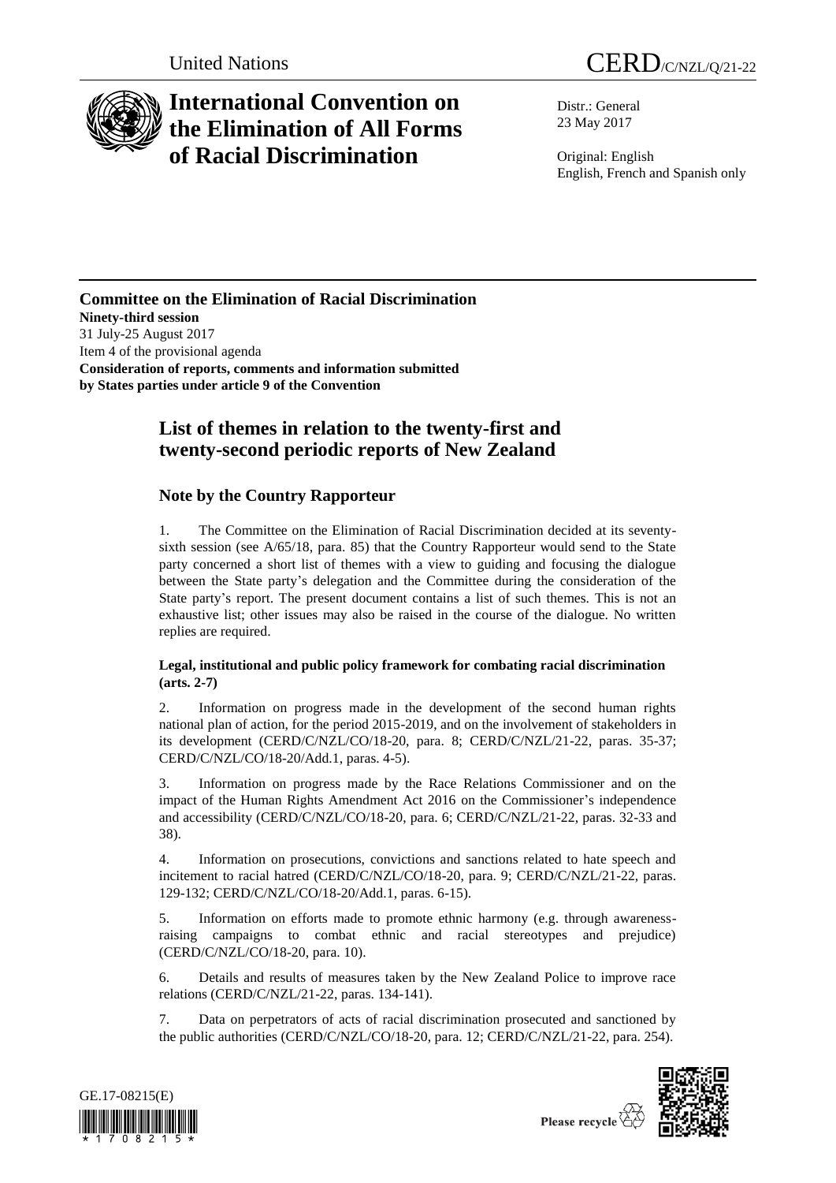United Nations CERD/C/NZL/Q/21-22

# International Convention on the Elimination of All Forms of Racial Discrimination

Distr.: General
23 May 2017

Original: English
English, French and Spanish only

**Committee on the Elimination of Racial Discrimination**
**Ninety-third session**
31 July-25 August 2017
Item 4 of the provisional agenda
**Consideration of reports, comments and information submitted by States parties under article 9 of the Convention**

## List of themes in relation to the twenty-first and twenty-second periodic reports of New Zealand

### Note by the Country Rapporteur

1. The Committee on the Elimination of Racial Discrimination decided at its seventy-sixth session (see A/65/18, para. 85) that the Country Rapporteur would send to the State party concerned a short list of themes with a view to guiding and focusing the dialogue between the State party's delegation and the Committee during the consideration of the State party's report. The present document contains a list of such themes. This is not an exhaustive list; other issues may also be raised in the course of the dialogue. No written replies are required.

**Legal, institutional and public policy framework for combating racial discrimination (arts. 2-7)**

2. Information on progress made in the development of the second human rights national plan of action, for the period 2015-2019, and on the involvement of stakeholders in its development (CERD/C/NZL/CO/18-20, para. 8; CERD/C/NZL/21-22, paras. 35-37; CERD/C/NZL/CO/18-20/Add.1, paras. 4-5).

3. Information on progress made by the Race Relations Commissioner and on the impact of the Human Rights Amendment Act 2016 on the Commissioner's independence and accessibility (CERD/C/NZL/CO/18-20, para. 6; CERD/C/NZL/21-22, paras. 32-33 and 38).

4. Information on prosecutions, convictions and sanctions related to hate speech and incitement to racial hatred (CERD/C/NZL/CO/18-20, para. 9; CERD/C/NZL/21-22, paras. 129-132; CERD/C/NZL/CO/18-20/Add.1, paras. 6-15).

5. Information on efforts made to promote ethnic harmony (e.g. through awareness-raising campaigns to combat ethnic and racial stereotypes and prejudice) (CERD/C/NZL/CO/18-20, para. 10).

6. Details and results of measures taken by the New Zealand Police to improve race relations (CERD/C/NZL/21-22, paras. 134-141).

7. Data on perpetrators of acts of racial discrimination prosecuted and sanctioned by the public authorities (CERD/C/NZL/CO/18-20, para. 12; CERD/C/NZL/21-22, para. 254).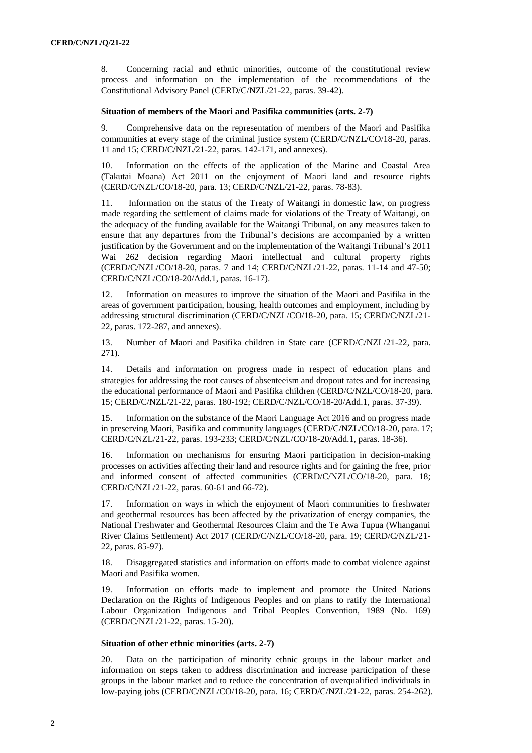8. Concerning racial and ethnic minorities, outcome of the constitutional review process and information on the implementation of the recommendations of the Constitutional Advisory Panel (CERD/C/NZL/21-22, paras. 39-42).

### Situation of members of the Maori and Pasifika communities (arts. 2-7)

9. Comprehensive data on the representation of members of the Maori and Pasifika communities at every stage of the criminal justice system (CERD/C/NZL/CO/18-20, paras. 11 and 15; CERD/C/NZL/21-22, paras. 142-171, and annexes).

10. Information on the effects of the application of the Marine and Coastal Area (Takutai Moana) Act 2011 on the enjoyment of Maori land and resource rights (CERD/C/NZL/CO/18-20, para. 13; CERD/C/NZL/21-22, paras. 78-83).

11. Information on the status of the Treaty of Waitangi in domestic law, on progress made regarding the settlement of claims made for violations of the Treaty of Waitangi, on the adequacy of the funding available for the Waitangi Tribunal, on any measures taken to ensure that any departures from the Tribunal's decisions are accompanied by a written justification by the Government and on the implementation of the Waitangi Tribunal's 2011 Wai 262 decision regarding Maori intellectual and cultural property rights (CERD/C/NZL/CO/18-20, paras. 7 and 14; CERD/C/NZL/21-22, paras. 11-14 and 47-50; CERD/C/NZL/CO/18-20/Add.1, paras. 16-17).

12. Information on measures to improve the situation of the Maori and Pasifika in the areas of government participation, housing, health outcomes and employment, including by addressing structural discrimination (CERD/C/NZL/CO/18-20, para. 15; CERD/C/NZL/21-22, paras. 172-287, and annexes).

13. Number of Maori and Pasifika children in State care (CERD/C/NZL/21-22, para. 271).

14. Details and information on progress made in respect of education plans and strategies for addressing the root causes of absenteeism and dropout rates and for increasing the educational performance of Maori and Pasifika children (CERD/C/NZL/CO/18-20, para. 15; CERD/C/NZL/21-22, paras. 180-192; CERD/C/NZL/CO/18-20/Add.1, paras. 37-39).

15. Information on the substance of the Maori Language Act 2016 and on progress made in preserving Maori, Pasifika and community languages (CERD/C/NZL/CO/18-20, para. 17; CERD/C/NZL/21-22, paras. 193-233; CERD/C/NZL/CO/18-20/Add.1, paras. 18-36).

16. Information on mechanisms for ensuring Maori participation in decision-making processes on activities affecting their land and resource rights and for gaining the free, prior and informed consent of affected communities (CERD/C/NZL/CO/18-20, para. 18; CERD/C/NZL/21-22, paras. 60-61 and 66-72).

17. Information on ways in which the enjoyment of Maori communities to freshwater and geothermal resources has been affected by the privatization of energy companies, the National Freshwater and Geothermal Resources Claim and the Te Awa Tupua (Whanganui River Claims Settlement) Act 2017 (CERD/C/NZL/CO/18-20, para. 19; CERD/C/NZL/21-22, paras. 85-97).

18. Disaggregated statistics and information on efforts made to combat violence against Maori and Pasifika women.

19. Information on efforts made to implement and promote the United Nations Declaration on the Rights of Indigenous Peoples and on plans to ratify the International Labour Organization Indigenous and Tribal Peoples Convention, 1989 (No. 169) (CERD/C/NZL/21-22, paras. 15-20).

### Situation of other ethnic minorities (arts. 2-7)

20. Data on the participation of minority ethnic groups in the labour market and information on steps taken to address discrimination and increase participation of these groups in the labour market and to reduce the concentration of overqualified individuals in low-paying jobs (CERD/C/NZL/CO/18-20, para. 16; CERD/C/NZL/21-22, paras. 254-262).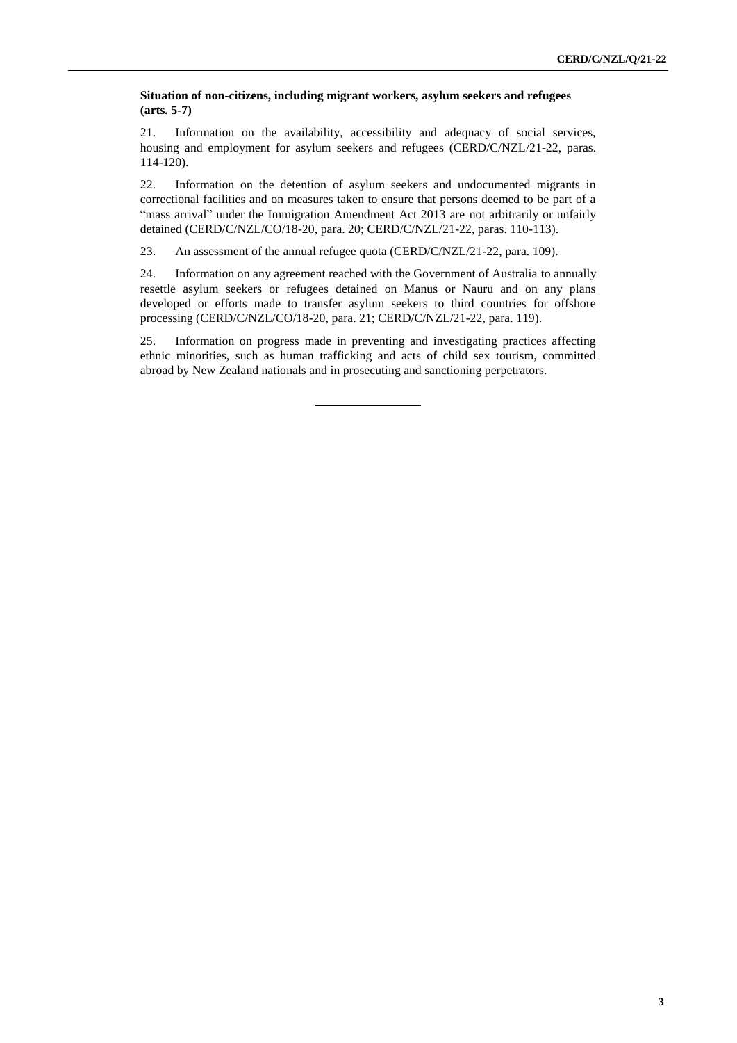**Situation of non-citizens, including migrant workers, asylum seekers and refugees (arts. 5-7)**

21. Information on the availability, accessibility and adequacy of social services, housing and employment for asylum seekers and refugees (CERD/C/NZL/21-22, paras. 114-120).

22. Information on the detention of asylum seekers and undocumented migrants in correctional facilities and on measures taken to ensure that persons deemed to be part of a "mass arrival" under the Immigration Amendment Act 2013 are not arbitrarily or unfairly detained (CERD/C/NZL/CO/18-20, para. 20; CERD/C/NZL/21-22, paras. 110-113).

23. An assessment of the annual refugee quota (CERD/C/NZL/21-22, para. 109).

24. Information on any agreement reached with the Government of Australia to annually resettle asylum seekers or refugees detained on Manus or Nauru and on any plans developed or efforts made to transfer asylum seekers to third countries for offshore processing (CERD/C/NZL/CO/18-20, para. 21; CERD/C/NZL/21-22, para. 119).

25. Information on progress made in preventing and investigating practices affecting ethnic minorities, such as human trafficking and acts of child sex tourism, committed abroad by New Zealand nationals and in prosecuting and sanctioning perpetrators.